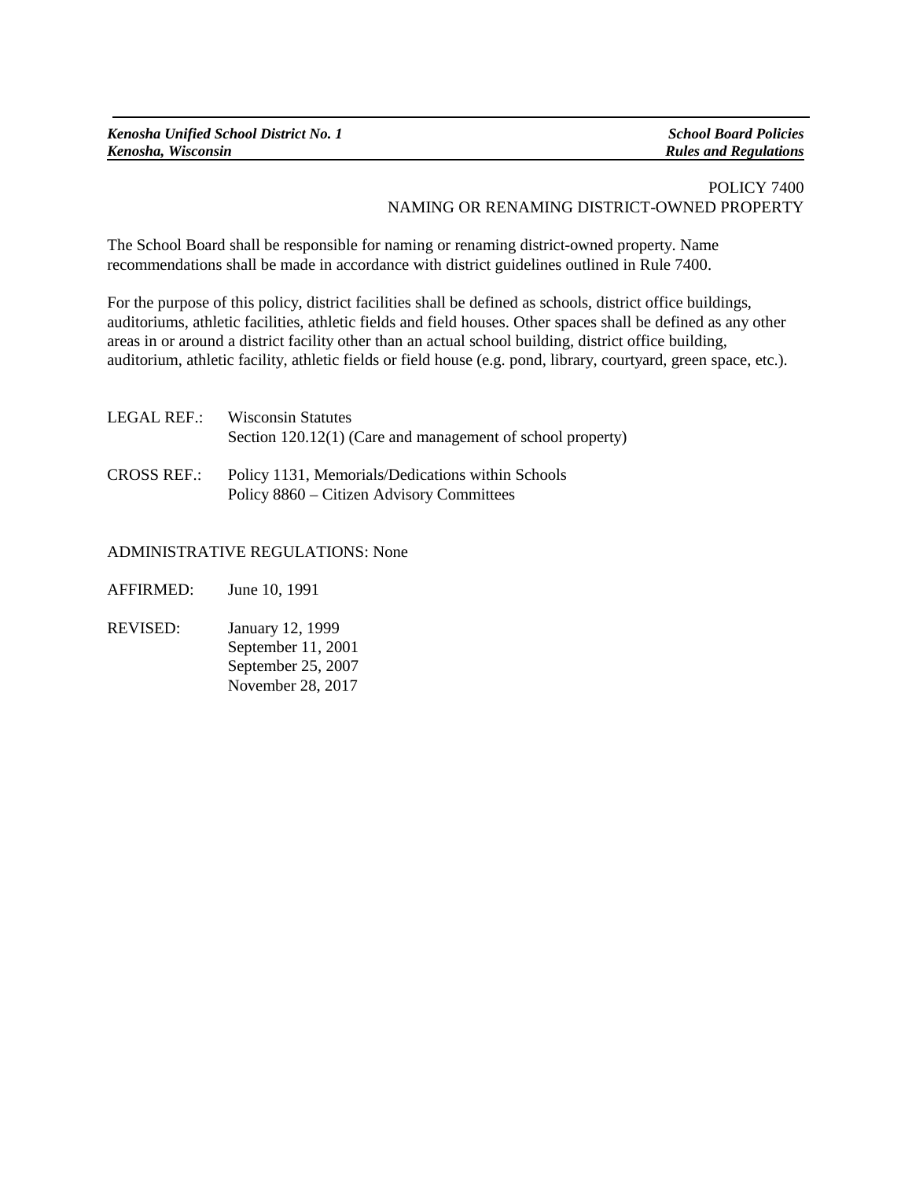POLICY 7400
NAMING OR RENAMING DISTRICT-OWNED PROPERTY

The School Board shall be responsible for naming or renaming district-owned property. Name recommendations shall be made in accordance with district guidelines outlined in Rule 7400.

For the purpose of this policy, district facilities shall be defined as schools, district office buildings, auditoriums, athletic facilities, athletic fields and field houses. Other spaces shall be defined as any other areas in or around a district facility other than an actual school building, district office building, auditorium, athletic facility, athletic fields or field house (e.g. pond, library, courtyard, green space, etc.).

LEGAL REF.: Wisconsin Statutes
Section 120.12(1) (Care and management of school property)

CROSS REF.: Policy 1131, Memorials/Dedications within Schools
Policy 8860 – Citizen Advisory Committees

ADMINISTRATIVE REGULATIONS: None

AFFIRMED: June 10, 1991

REVISED: January 12, 1999
September 11, 2001
September 25, 2007
November 28, 2017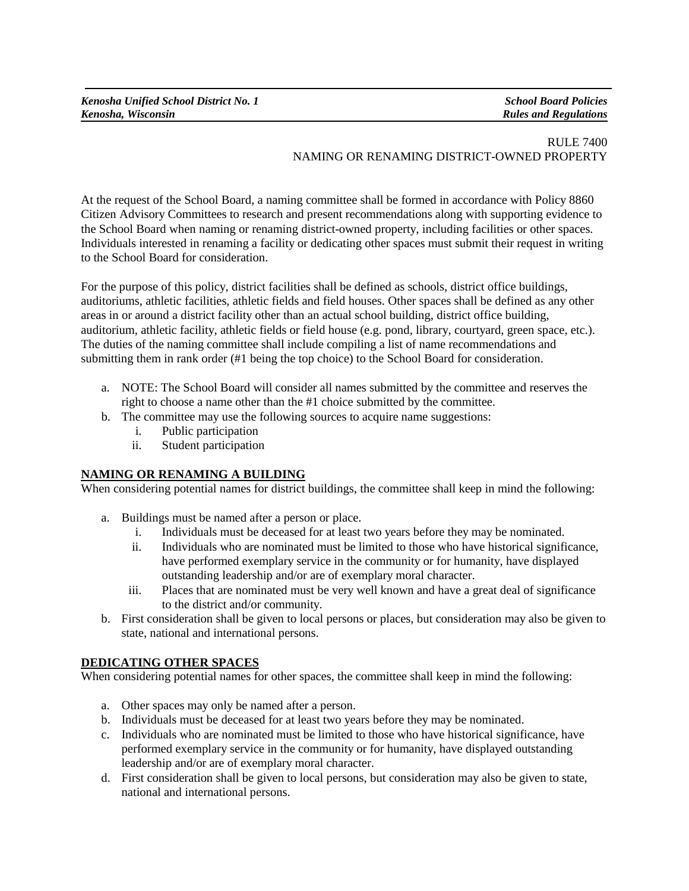*Kenosha Unified School District No. 1* | *School Board Policies*
*Kenosha, Wisconsin* | *Rules and Regulations*

RULE 7400
NAMING OR RENAMING DISTRICT-OWNED PROPERTY

At the request of the School Board, a naming committee shall be formed in accordance with Policy 8860 Citizen Advisory Committees to research and present recommendations along with supporting evidence to the School Board when naming or renaming district-owned property, including facilities or other spaces. Individuals interested in renaming a facility or dedicating other spaces must submit their request in writing to the School Board for consideration.

For the purpose of this policy, district facilities shall be defined as schools, district office buildings, auditoriums, athletic facilities, athletic fields and field houses. Other spaces shall be defined as any other areas in or around a district facility other than an actual school building, district office building, auditorium, athletic facility, athletic fields or field house (e.g. pond, library, courtyard, green space, etc.). The duties of the naming committee shall include compiling a list of name recommendations and submitting them in rank order (#1 being the top choice) to the School Board for consideration.

a. NOTE: The School Board will consider all names submitted by the committee and reserves the right to choose a name other than the #1 choice submitted by the committee.
b. The committee may use the following sources to acquire name suggestions:
   i. Public participation
   ii. Student participation

**NAMING OR RENAMING A BUILDING**

When considering potential names for district buildings, the committee shall keep in mind the following:

a. Buildings must be named after a person or place.
   i. Individuals must be deceased for at least two years before they may be nominated.
   ii. Individuals who are nominated must be limited to those who have historical significance, have performed exemplary service in the community or for humanity, have displayed outstanding leadership and/or are of exemplary moral character.
   iii. Places that are nominated must be very well known and have a great deal of significance to the district and/or community.
b. First consideration shall be given to local persons or places, but consideration may also be given to state, national and international persons.

**DEDICATING OTHER SPACES**

When considering potential names for other spaces, the committee shall keep in mind the following:

a. Other spaces may only be named after a person.
b. Individuals must be deceased for at least two years before they may be nominated.
c. Individuals who are nominated must be limited to those who have historical significance, have performed exemplary service in the community or for humanity, have displayed outstanding leadership and/or are of exemplary moral character.
d. First consideration shall be given to local persons, but consideration may also be given to state, national and international persons.